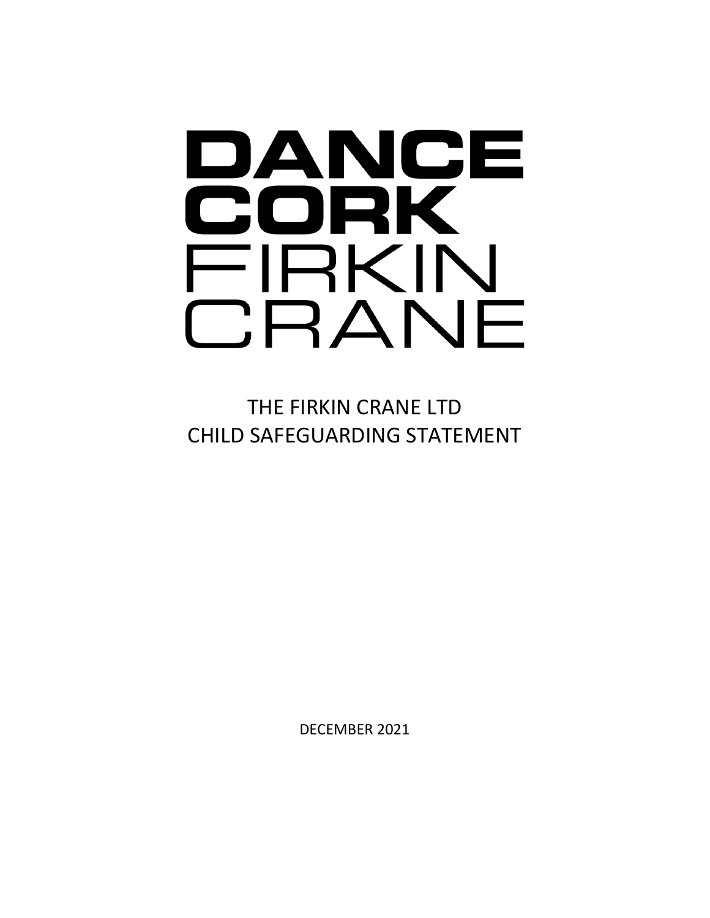# DANCE CORK FIRKIN CRANE

## THE FIRKIN CRANE LTD
## CHILD SAFEGUARDING STATEMENT

DECEMBER 2021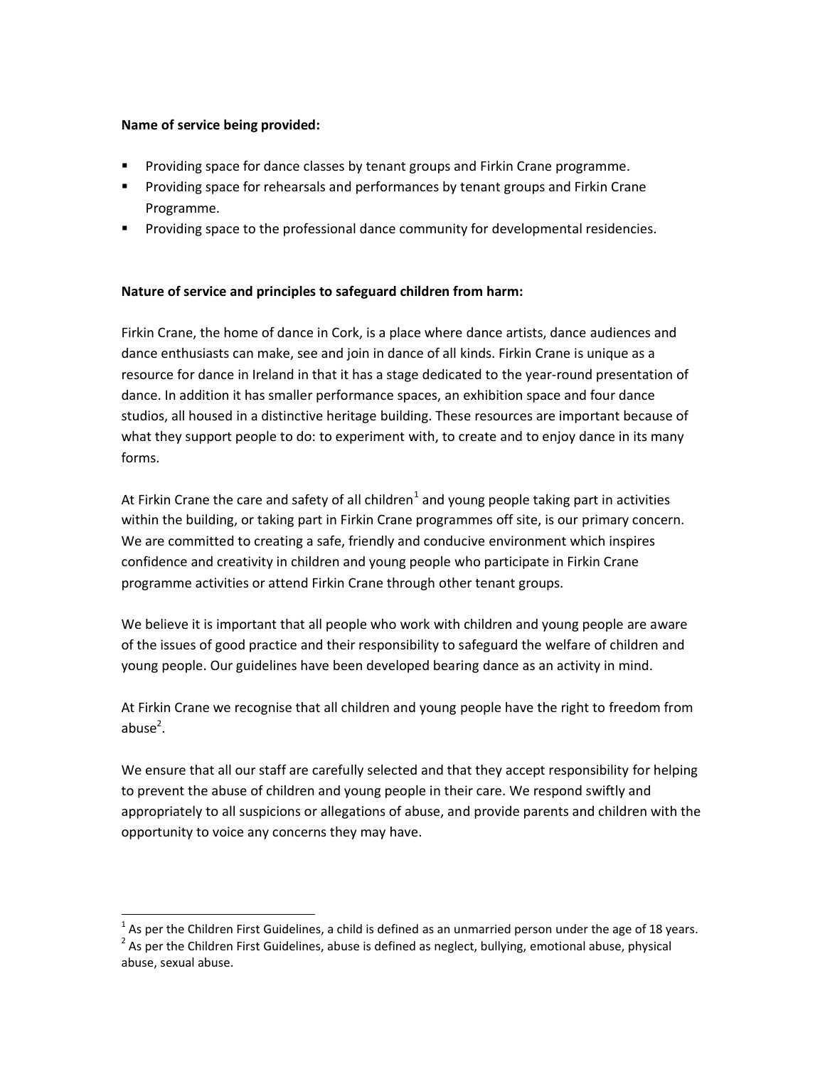**Name of service being provided:**

- Providing space for dance classes by tenant groups and Firkin Crane programme.
- Providing space for rehearsals and performances by tenant groups and Firkin Crane Programme.
- Providing space to the professional dance community for developmental residencies.

**Nature of service and principles to safeguard children from harm:**

Firkin Crane, the home of dance in Cork, is a place where dance artists, dance audiences and dance enthusiasts can make, see and join in dance of all kinds. Firkin Crane is unique as a resource for dance in Ireland in that it has a stage dedicated to the year-round presentation of dance. In addition it has smaller performance spaces, an exhibition space and four dance studios, all housed in a distinctive heritage building. These resources are important because of what they support people to do: to experiment with, to create and to enjoy dance in its many forms.

At Firkin Crane the care and safety of all children[1] and young people taking part in activities within the building, or taking part in Firkin Crane programmes off site, is our primary concern. We are committed to creating a safe, friendly and conducive environment which inspires confidence and creativity in children and young people who participate in Firkin Crane programme activities or attend Firkin Crane through other tenant groups.

We believe it is important that all people who work with children and young people are aware of the issues of good practice and their responsibility to safeguard the welfare of children and young people. Our guidelines have been developed bearing dance as an activity in mind.

At Firkin Crane we recognise that all children and young people have the right to freedom from abuse[2].

We ensure that all our staff are carefully selected and that they accept responsibility for helping to prevent the abuse of children and young people in their care. We respond swiftly and appropriately to all suspicions or allegations of abuse, and provide parents and children with the opportunity to voice any concerns they may have.

---

[1] As per the Children First Guidelines, a child is defined as an unmarried person under the age of 18 years.

[2] As per the Children First Guidelines, abuse is defined as neglect, bullying, emotional abuse, physical abuse, sexual abuse.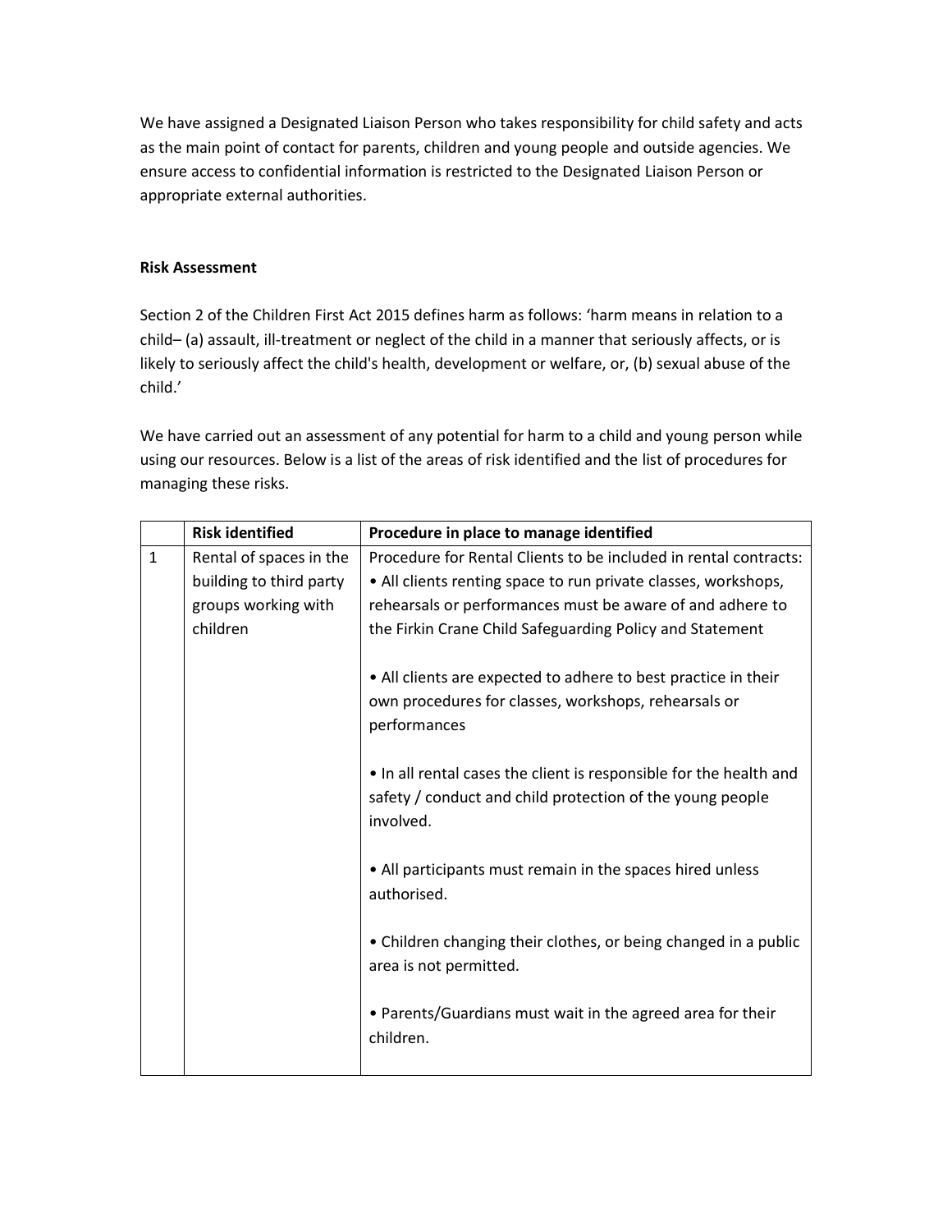We have assigned a Designated Liaison Person who takes responsibility for child safety and acts as the main point of contact for parents, children and young people and outside agencies. We ensure access to confidential information is restricted to the Designated Liaison Person or appropriate external authorities.

**Risk Assessment**

Section 2 of the Children First Act 2015 defines harm as follows: 'harm means in relation to a child– (a) assault, ill-treatment or neglect of the child in a manner that seriously affects, or is likely to seriously affect the child's health, development or welfare, or, (b) sexual abuse of the child.'

We have carried out an assessment of any potential for harm to a child and young person while using our resources. Below is a list of the areas of risk identified and the list of procedures for managing these risks.

| | **Risk identified** | **Procedure in place to manage identified** |
|---|---|---|
| 1 | Rental of spaces in the building to third party groups working with children | Procedure for Rental Clients to be included in rental contracts:<br>• All clients renting space to run private classes, workshops, rehearsals or performances must be aware of and adhere to the Firkin Crane Child Safeguarding Policy and Statement<br><br>• All clients are expected to adhere to best practice in their own procedures for classes, workshops, rehearsals or performances<br><br>• In all rental cases the client is responsible for the health and safety / conduct and child protection of the young people involved.<br><br>• All participants must remain in the spaces hired unless authorised.<br><br>• Children changing their clothes, or being changed in a public area is not permitted.<br><br>• Parents/Guardians must wait in the agreed area for their children. |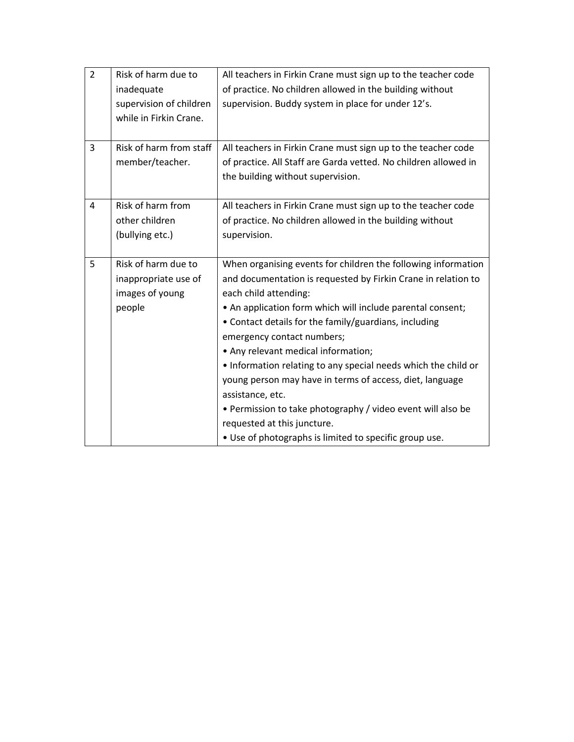| | | |
|---|---|---|
| 2 | Risk of harm due to inadequate supervision of children while in Firkin Crane. | All teachers in Firkin Crane must sign up to the teacher code of practice. No children allowed in the building without supervision. Buddy system in place for under 12's. |
| 3 | Risk of harm from staff member/teacher. | All teachers in Firkin Crane must sign up to the teacher code of practice. All Staff are Garda vetted. No children allowed in the building without supervision. |
| 4 | Risk of harm from other children (bullying etc.) | All teachers in Firkin Crane must sign up to the teacher code of practice. No children allowed in the building without supervision. |
| 5 | Risk of harm due to inappropriate use of images of young people | When organising events for children the following information and documentation is requested by Firkin Crane in relation to each child attending:<br>• An application form which will include parental consent;<br>• Contact details for the family/guardians, including emergency contact numbers;<br>• Any relevant medical information;<br>• Information relating to any special needs which the child or young person may have in terms of access, diet, language assistance, etc.<br>• Permission to take photography / video event will also be requested at this juncture.<br>• Use of photographs is limited to specific group use. |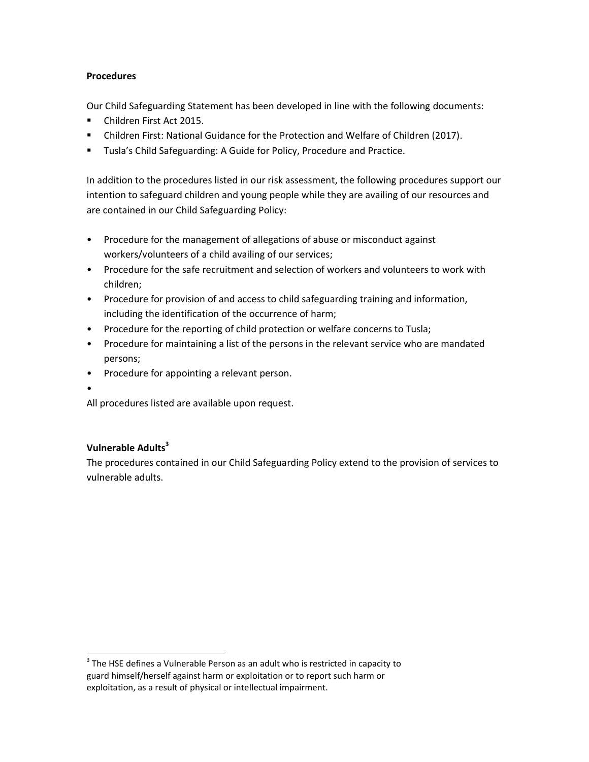**Procedures**

Our Child Safeguarding Statement has been developed in line with the following documents:

- Children First Act 2015.
- Children First: National Guidance for the Protection and Welfare of Children (2017).
- Tusla's Child Safeguarding: A Guide for Policy, Procedure and Practice.

In addition to the procedures listed in our risk assessment, the following procedures support our intention to safeguard children and young people while they are availing of our resources and are contained in our Child Safeguarding Policy:

- Procedure for the management of allegations of abuse or misconduct against workers/volunteers of a child availing of our services;
- Procedure for the safe recruitment and selection of workers and volunteers to work with children;
- Procedure for provision of and access to child safeguarding training and information, including the identification of the occurrence of harm;
- Procedure for the reporting of child protection or welfare concerns to Tusla;
- Procedure for maintaining a list of the persons in the relevant service who are mandated persons;
- Procedure for appointing a relevant person.

All procedures listed are available upon request.

**Vulnerable Adults**[3]

The procedures contained in our Child Safeguarding Policy extend to the provision of services to vulnerable adults.

[3] The HSE defines a Vulnerable Person as an adult who is restricted in capacity to guard himself/herself against harm or exploitation or to report such harm or exploitation, as a result of physical or intellectual impairment.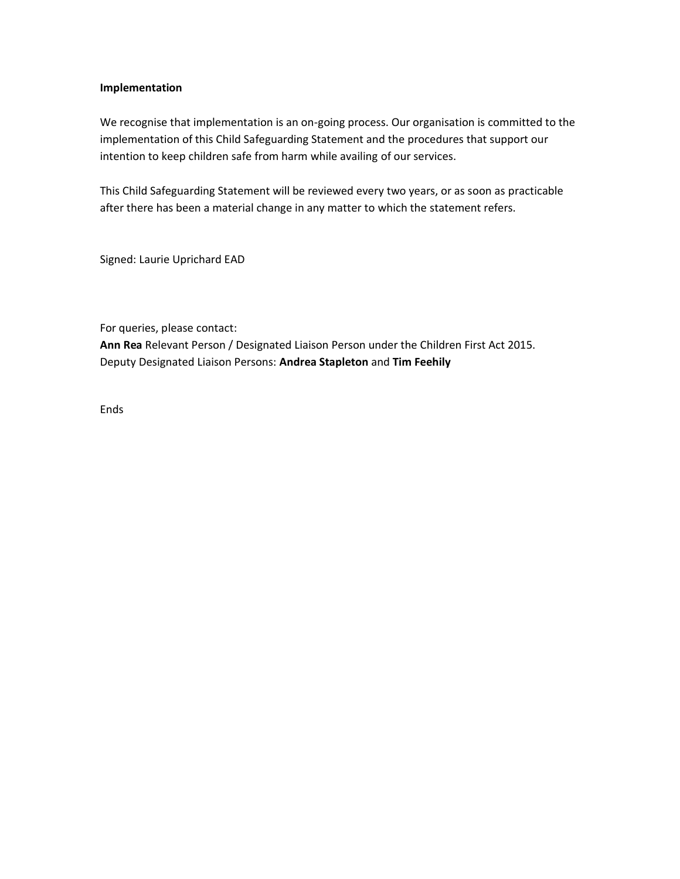**Implementation**

We recognise that implementation is an on-going process. Our organisation is committed to the implementation of this Child Safeguarding Statement and the procedures that support our intention to keep children safe from harm while availing of our services.

This Child Safeguarding Statement will be reviewed every two years, or as soon as practicable after there has been a material change in any matter to which the statement refers.

Signed: Laurie Uprichard EAD

For queries, please contact:
**Ann Rea** Relevant Person / Designated Liaison Person under the Children First Act 2015.
Deputy Designated Liaison Persons: **Andrea Stapleton** and **Tim Feehily**

Ends